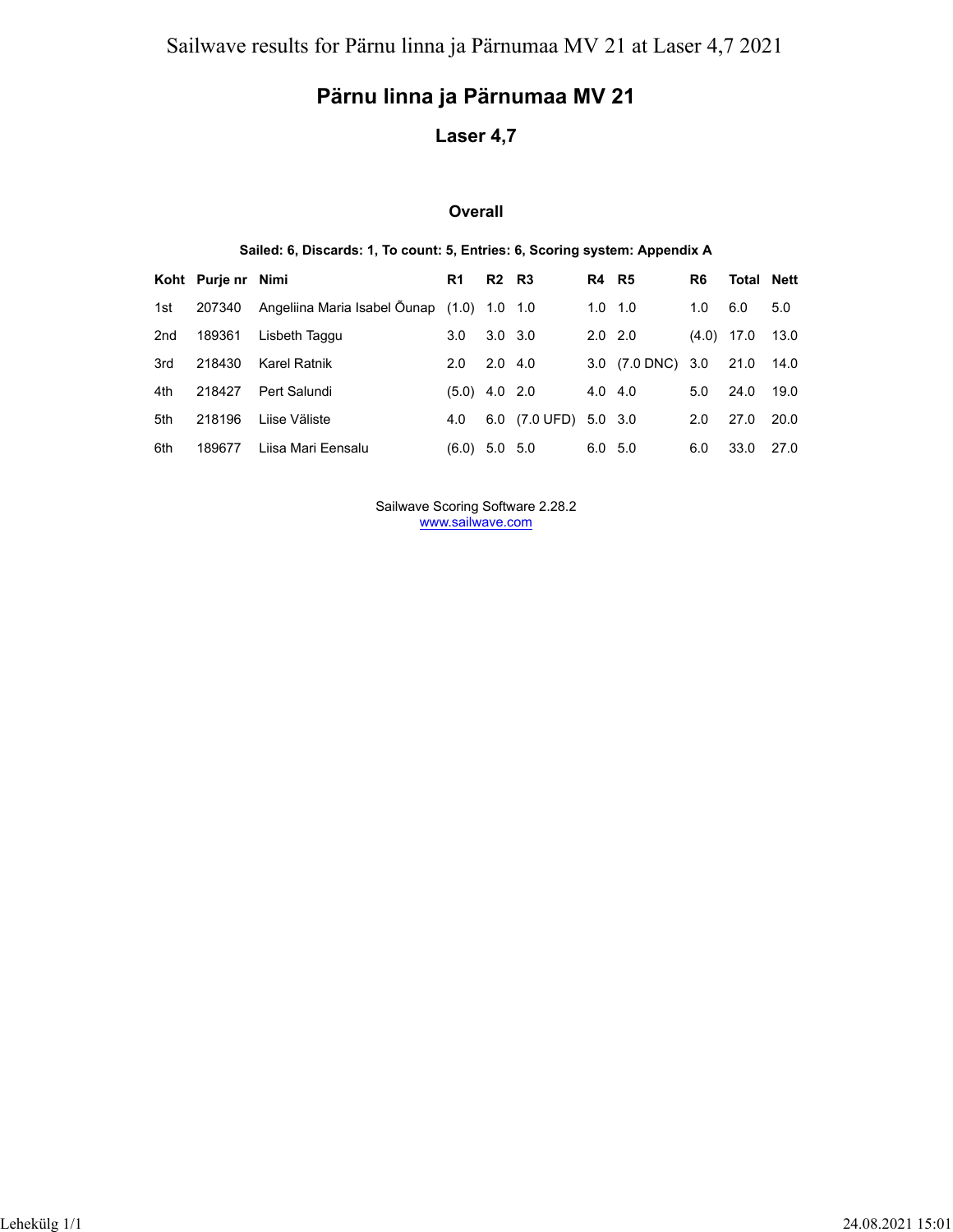Sailwave results for Pärnu linna ja Pärnumaa MV 21 at Laser 4,7 2021

# Pärnu linna ja Pärnumaa MV 21

## Laser 4,7

### Overall

**Sailed: 6, Discards: 1, To count: 5, Entries: 6, Scoring system: Appendix A**

| Koht | Purje nr | Nimi | R1 | R2 | R3 | R4 | R5 | R6 | Total | Nett |
|---|---|---|---|---|---|---|---|---|---|---|
| 1st | 207340 | Angeliina Maria Isabel Õunap | (1.0) | 1.0 | 1.0 | 1.0 | 1.0 | 1.0 | 6.0 | 5.0 |
| 2nd | 189361 | Lisbeth Taggu | 3.0 | 3.0 | 3.0 | 2.0 | 2.0 | (4.0) | 17.0 | 13.0 |
| 3rd | 218430 | Karel Ratnik | 2.0 | 2.0 | 4.0 | 3.0 | (7.0 DNC) | 3.0 | 21.0 | 14.0 |
| 4th | 218427 | Pert Salundi | (5.0) | 4.0 | 2.0 | 4.0 | 4.0 | 5.0 | 24.0 | 19.0 |
| 5th | 218196 | Liise Väliste | 4.0 | 6.0 | (7.0 UFD) | 5.0 | 3.0 | 2.0 | 27.0 | 20.0 |
| 6th | 189677 | Liisa Mari Eensalu | (6.0) | 5.0 | 5.0 | 6.0 | 5.0 | 6.0 | 33.0 | 27.0 |

Sailwave Scoring Software 2.28.2
www.sailwave.com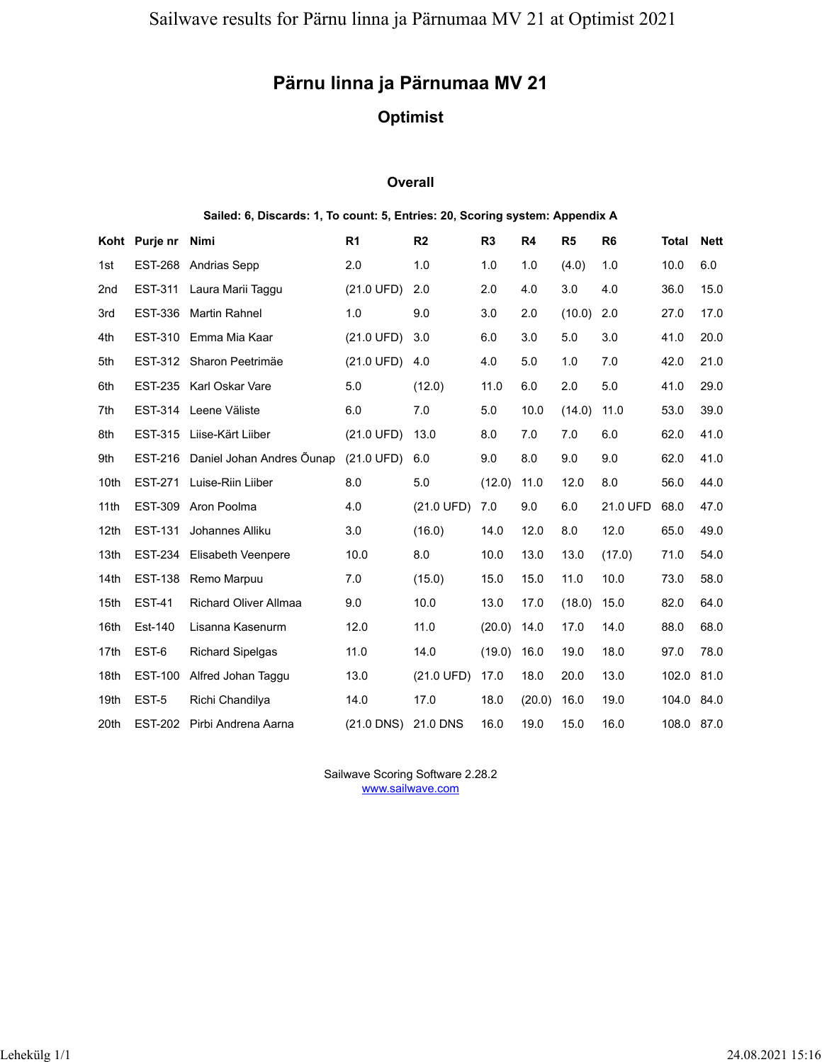# Pärnu linna ja Pärnumaa MV 21

## Optimist

### Overall

**Sailed: 6, Discards: 1, To count: 5, Entries: 20, Scoring system: Appendix A**

| Koht | Purje nr | Nimi | R1 | R2 | R3 | R4 | R5 | R6 | Total | Nett |
|---|---|---|---|---|---|---|---|---|---|---|
| 1st | EST-268 | Andrias Sepp | 2.0 | 1.0 | 1.0 | 1.0 | (4.0) | 1.0 | 10.0 | 6.0 |
| 2nd | EST-311 | Laura Marii Taggu | (21.0 UFD) | 2.0 | 2.0 | 4.0 | 3.0 | 4.0 | 36.0 | 15.0 |
| 3rd | EST-336 | Martin Rahnel | 1.0 | 9.0 | 3.0 | 2.0 | (10.0) | 2.0 | 27.0 | 17.0 |
| 4th | EST-310 | Emma Mia Kaar | (21.0 UFD) | 3.0 | 6.0 | 3.0 | 5.0 | 3.0 | 41.0 | 20.0 |
| 5th | EST-312 | Sharon Peetrimäe | (21.0 UFD) | 4.0 | 4.0 | 5.0 | 1.0 | 7.0 | 42.0 | 21.0 |
| 6th | EST-235 | Karl Oskar Vare | 5.0 | (12.0) | 11.0 | 6.0 | 2.0 | 5.0 | 41.0 | 29.0 |
| 7th | EST-314 | Leene Väliste | 6.0 | 7.0 | 5.0 | 10.0 | (14.0) | 11.0 | 53.0 | 39.0 |
| 8th | EST-315 | Liise-Kärt Liiber | (21.0 UFD) | 13.0 | 8.0 | 7.0 | 7.0 | 6.0 | 62.0 | 41.0 |
| 9th | EST-216 | Daniel Johan Andres Õunap | (21.0 UFD) | 6.0 | 9.0 | 8.0 | 9.0 | 9.0 | 62.0 | 41.0 |
| 10th | EST-271 | Luise-Riin Liiber | 8.0 | 5.0 | (12.0) | 11.0 | 12.0 | 8.0 | 56.0 | 44.0 |
| 11th | EST-309 | Aron Poolma | 4.0 | (21.0 UFD) | 7.0 | 9.0 | 6.0 | 21.0 UFD | 68.0 | 47.0 |
| 12th | EST-131 | Johannes Alliku | 3.0 | (16.0) | 14.0 | 12.0 | 8.0 | 12.0 | 65.0 | 49.0 |
| 13th | EST-234 | Elisabeth Veenpere | 10.0 | 8.0 | 10.0 | 13.0 | 13.0 | (17.0) | 71.0 | 54.0 |
| 14th | EST-138 | Remo Marpuu | 7.0 | (15.0) | 15.0 | 15.0 | 11.0 | 10.0 | 73.0 | 58.0 |
| 15th | EST-41 | Richard Oliver Allmaa | 9.0 | 10.0 | 13.0 | 17.0 | (18.0) | 15.0 | 82.0 | 64.0 |
| 16th | Est-140 | Lisanna Kasenurm | 12.0 | 11.0 | (20.0) | 14.0 | 17.0 | 14.0 | 88.0 | 68.0 |
| 17th | EST-6 | Richard Sipelgas | 11.0 | 14.0 | (19.0) | 16.0 | 19.0 | 18.0 | 97.0 | 78.0 |
| 18th | EST-100 | Alfred Johan Taggu | 13.0 | (21.0 UFD) | 17.0 | 18.0 | 20.0 | 13.0 | 102.0 | 81.0 |
| 19th | EST-5 | Richi Chandilya | 14.0 | 17.0 | 18.0 | (20.0) | 16.0 | 19.0 | 104.0 | 84.0 |
| 20th | EST-202 | Pirbi Andrena Aarna | (21.0 DNS) | 21.0 DNS | 16.0 | 19.0 | 15.0 | 16.0 | 108.0 | 87.0 |

Sailwave Scoring Software 2.28.2
www.sailwave.com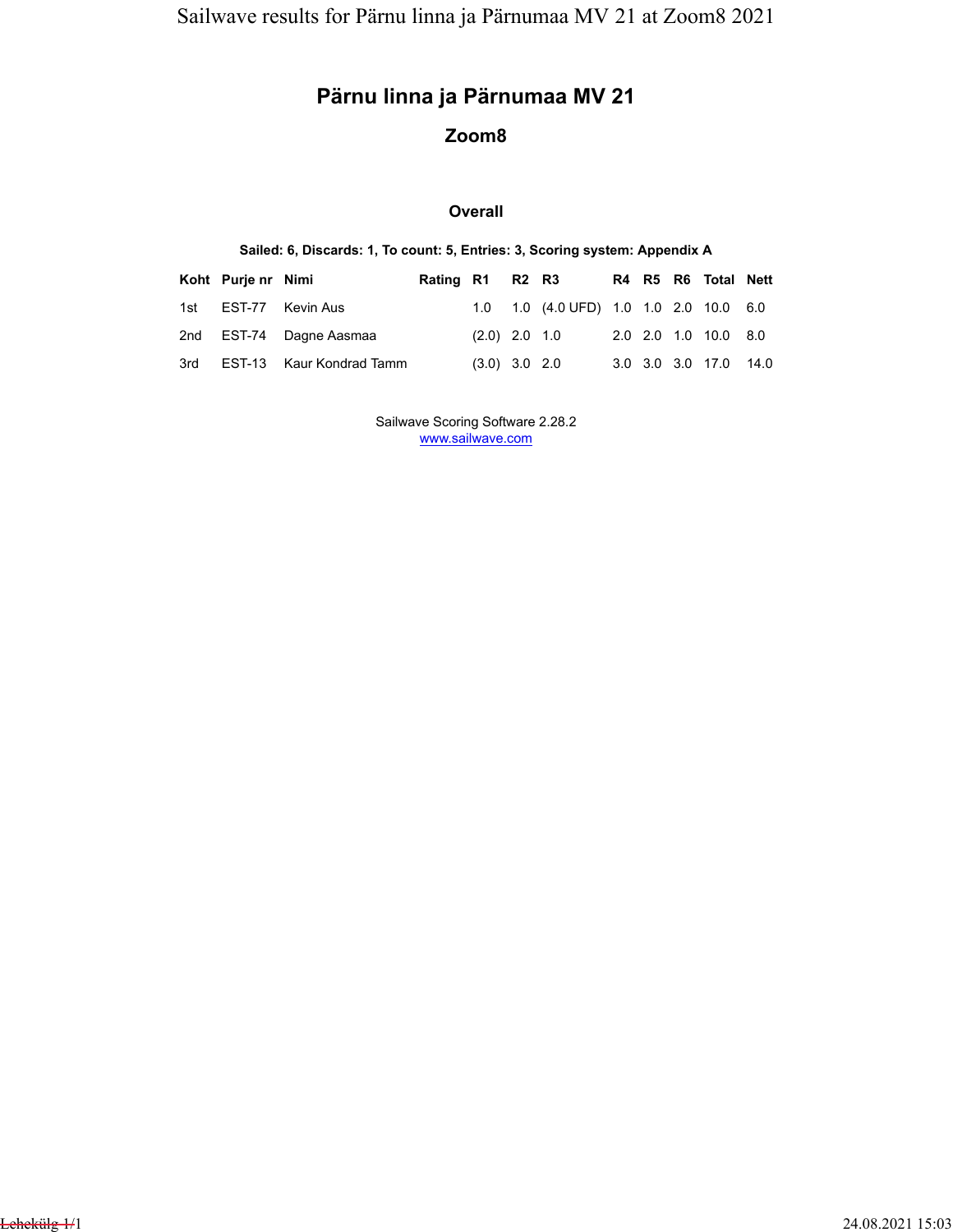# Pärnu linna ja Pärnumaa MV 21

## Zoom8

### Overall

**Sailed: 6, Discards: 1, To count: 5, Entries: 3, Scoring system: Appendix A**

| Koht | Purje nr | Nimi | Rating | R1 | R2 | R3 | R4 | R5 | R6 | Total | Nett |
|---|---|---|---|---|---|---|---|---|---|---|---|
| 1st | EST-77 | Kevin Aus | | 1.0 | 1.0 | (4.0 UFD) | 1.0 | 1.0 | 2.0 | 10.0 | 6.0 |
| 2nd | EST-74 | Dagne Aasmaa | | (2.0) | 2.0 | 1.0 | 2.0 | 2.0 | 1.0 | 10.0 | 8.0 |
| 3rd | EST-13 | Kaur Kondrad Tamm | | (3.0) | 3.0 | 2.0 | 3.0 | 3.0 | 3.0 | 17.0 | 14.0 |

Sailwave Scoring Software 2.28.2
www.sailwave.com